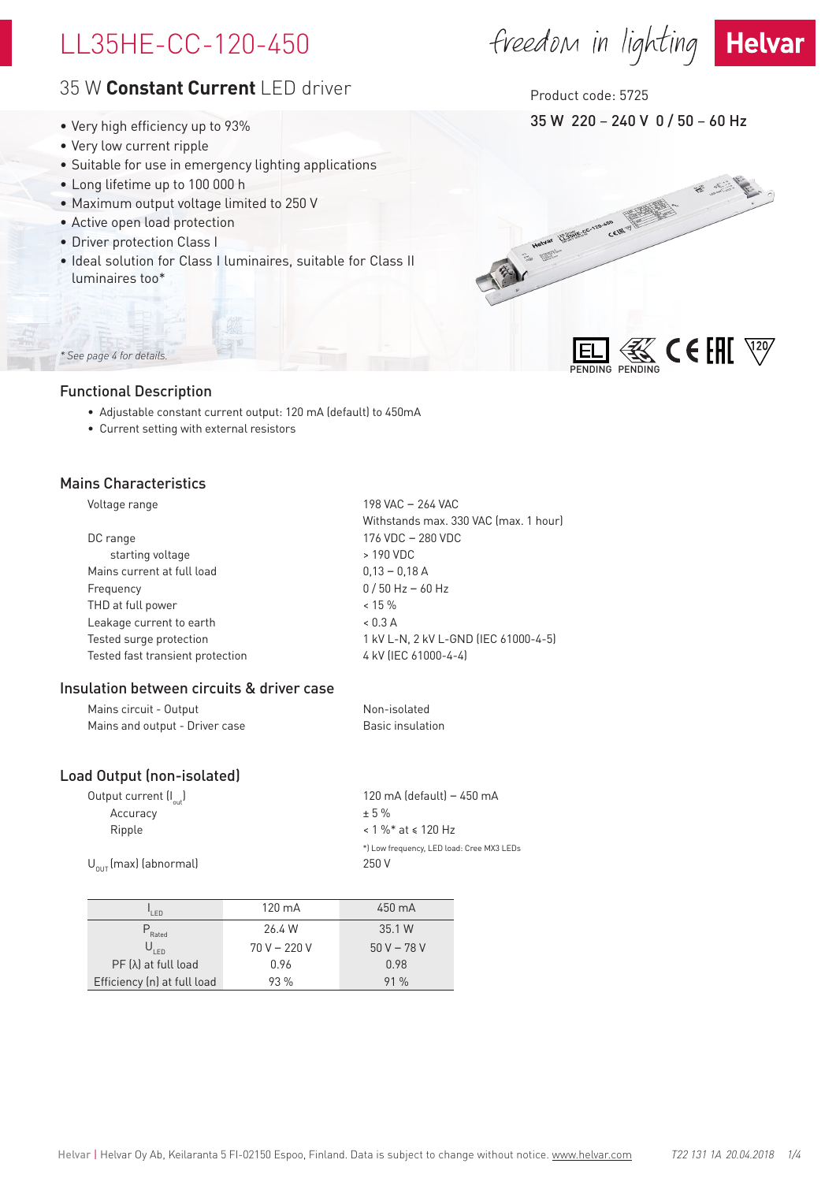# LL35HE-CC-120-450

## 35 W **Constant Current** LED driver

freedom in lighting — Helvar

Product code: 5725

35 W 220 – 240 V 0 / 50 – 60 Hz

- Very high efficiency up to 93%
- Very low current ripple
- Suitable for use in emergency lighting applications
- Long lifetime up to 100 000 h
- Maximum output voltage limited to 250 V
- Active open load protection
- Driver protection Class I
- Ideal solution for Class I luminaires, suitable for Class II luminaires too*

*\* See page 4 for details.*

EL PENDING, ENEC PENDING, CE, EAC, 120

## Functional Description

- Adjustable constant current output: 120 mA (default) to 450mA
- Current setting with external resistors

## Mains Characteristics

| | |
|---|---|
| Voltage range | 198 VAC – 264 VAC |
| | Withstands max. 330 VAC (max. 1 hour) |
| DC range | 176 VDC – 280 VDC |
| starting voltage | > 190 VDC |
| Mains current at full load | 0,13 – 0,18 A |
| Frequency | 0 / 50 Hz – 60 Hz |
| THD at full power | < 15 % |
| Leakage current to earth | < 0.3 A |
| Tested surge protection | 1 kV L-N, 2 kV L-GND (IEC 61000-4-5) |
| Tested fast transient protection | 4 kV (IEC 61000-4-4) |

## Insulation between circuits & driver case

| | |
|---|---|
| Mains circuit - Output | Non-isolated |
| Mains and output - Driver case | Basic insulation |

## Load Output (non-isolated)

| | |
|---|---|
| Output current ($I_{out}$) | 120 mA (default) – 450 mA |
| Accuracy | ± 5 % |
| Ripple | < 1 %* at ≤ 120 Hz |
| | *) Low frequency, LED load: Cree MX3 LEDs |
| $U_{OUT}$ (max) (abnormal) | 250 V |

| $I_{LED}$ | 120 mA | 450 mA |
|---|---|---|
| $P_{Rated}$ | 26.4 W | 35.1 W |
| $U_{LED}$ | 70 V – 220 V | 50 V – 78 V |
| PF (λ) at full load | 0.96 | 0.98 |
| Efficiency (η) at full load | 93 % | 91 % |

Helvar | Helvar Oy Ab, Keilaranta 5 FI-02150 Espoo, Finland. Data is subject to change without notice. www.helvar.com T22 131 1A 20.04.2018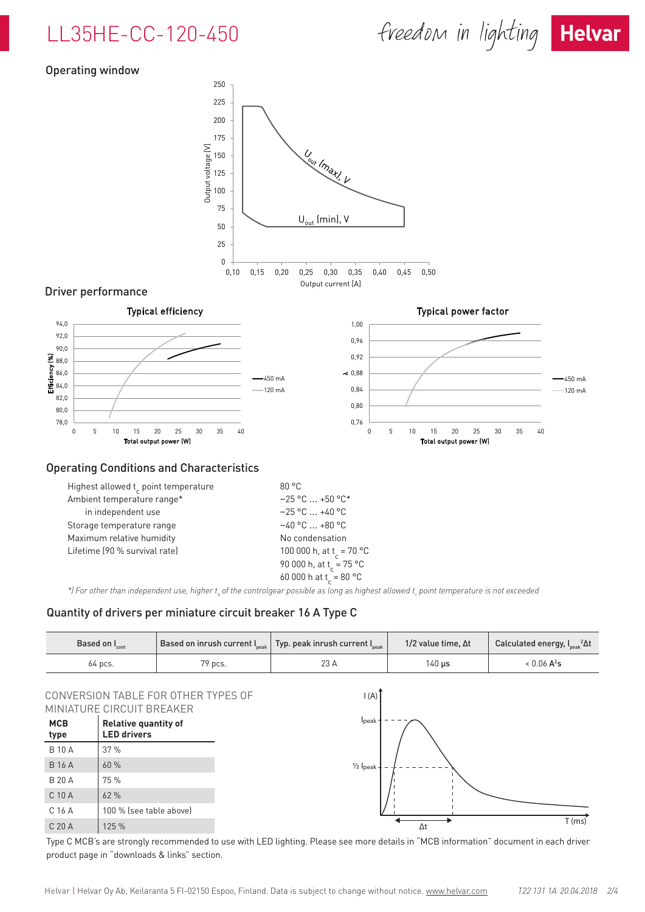# LL35HE-CC-120-450

## Operating window

## Driver performance

Typical efficiency

Typical power factor

## Operating Conditions and Characteristics

| | |
|---|---|
| Highest allowed $t_c$ point temperature | 80 °C |
| Ambient temperature range* | −25 °C ... +50 °C* |
| in independent use | −25 °C ... +40 °C |
| Storage temperature range | −40 °C ... +80 °C |
| Maximum relative humidity | No condensation |
| Lifetime (90 % survival rate) | 100 000 h, at $t_c$ = 70 °C |
| | 90 000 h, at $t_c$ = 75 °C |
| | 60 000 h at $t_c$ = 80 °C |

*\*) For other than independent use, higher $t_a$ of the controlgear possible as long as highest allowed $t_c$ point temperature is not exceeded*

## Quantity of drivers per miniature circuit breaker 16 A Type C

| Based on $I_{cont}$ | Based on inrush current $I_{peak}$ | Typ. peak inrush current $I_{peak}$ | 1/2 value time, Δt | Calculated energy, $I_{peak}{}^2\Delta t$ |
|---|---|---|---|---|
| 64 pcs. | 79 pcs. | 23 A | 140 µs | < 0.06 $A^2s$ |

### CONVERSION TABLE FOR OTHER TYPES OF MINIATURE CIRCUIT BREAKER

| MCB type | Relative quantity of LED drivers |
|---|---|
| B 10 A | 37 % |
| B 16 A | 60 % |
| B 20 A | 75 % |
| C 10 A | 62 % |
| C 16 A | 100 % (see table above) |
| C 20 A | 125 % |

Type C MCB's are strongly recommended to use with LED lighting. Please see more details in "MCB information" document in each driver product page in "downloads & links" section.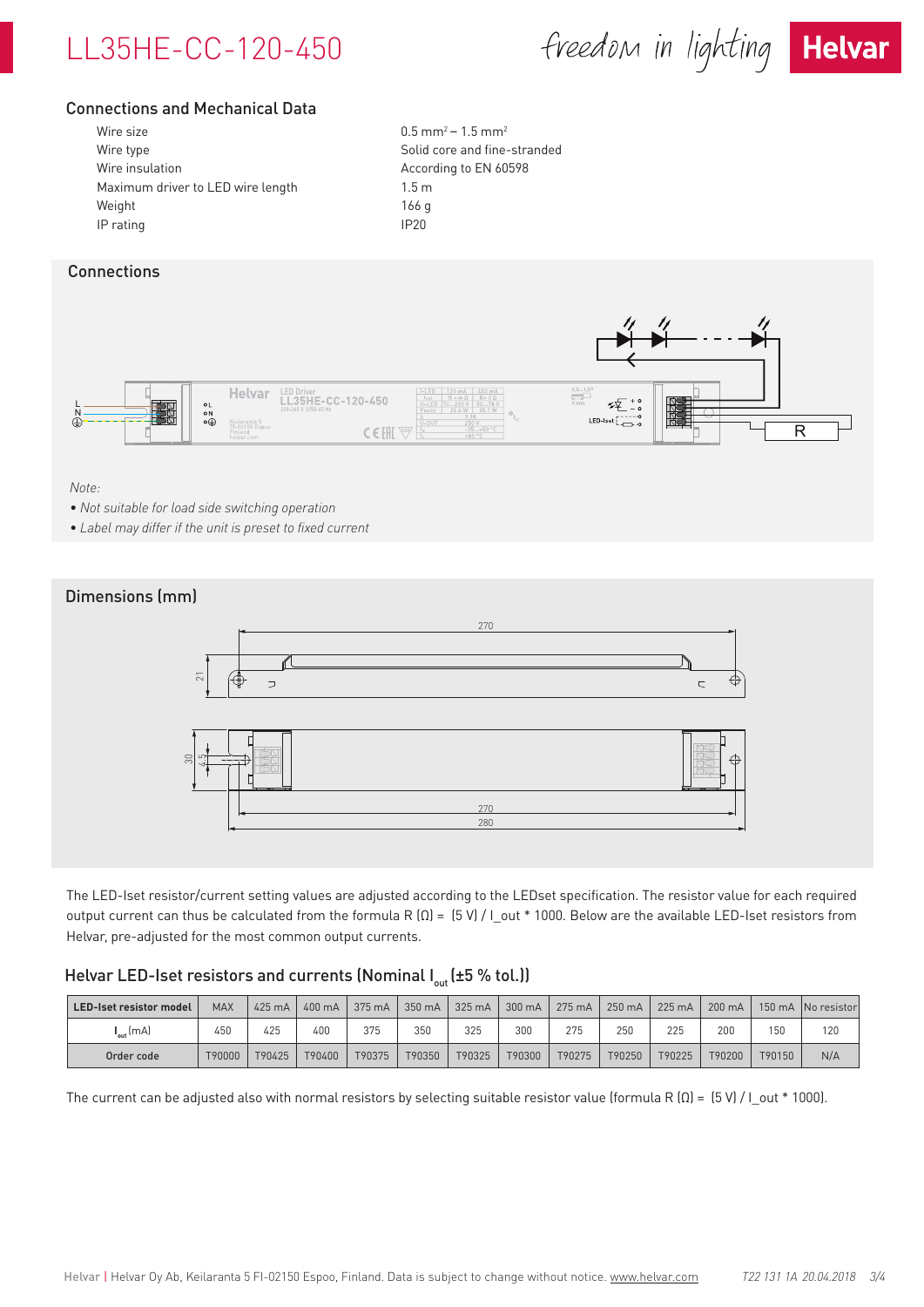## Connections and Mechanical Data

| | |
|---|---|
| Wire size | 0.5 mm² – 1.5 mm² |
| Wire type | Solid core and fine-stranded |
| Wire insulation | According to EN 60598 |
| Maximum driver to LED wire length | 1.5 m |
| Weight | 166 g |
| IP rating | IP20 |

## Connections

*Note:*

- *Not suitable for load side switching operation*
- *Label may differ if the unit is preset to fixed current*

## Dimensions (mm)

The LED-Iset resistor/current setting values are adjusted according to the LEDset specification. The resistor value for each required output current can thus be calculated from the formula R (Ω) = (5 V) / I_out * 1000. Below are the available LED-Iset resistors from Helvar, pre-adjusted for the most common output currents.

## Helvar LED-Iset resistors and currents (Nominal $I_{out}$ (±5 % tol.))

| LED-Iset resistor model | MAX | 425 mA | 400 mA | 375 mA | 350 mA | 325 mA | 300 mA | 275 mA | 250 mA | 225 mA | 200 mA | 150 mA | No resistor |
|---|---|---|---|---|---|---|---|---|---|---|---|---|---|
| $I_{out}$ (mA) | 450 | 425 | 400 | 375 | 350 | 325 | 300 | 275 | 250 | 225 | 200 | 150 | 120 |
| Order code | T90000 | T90425 | T90400 | T90375 | T90350 | T90325 | T90300 | T90275 | T90250 | T90225 | T90200 | T90150 | N/A |

The current can be adjusted also with normal resistors by selecting suitable resistor value (formula R (Ω) = (5 V) / I_out * 1000).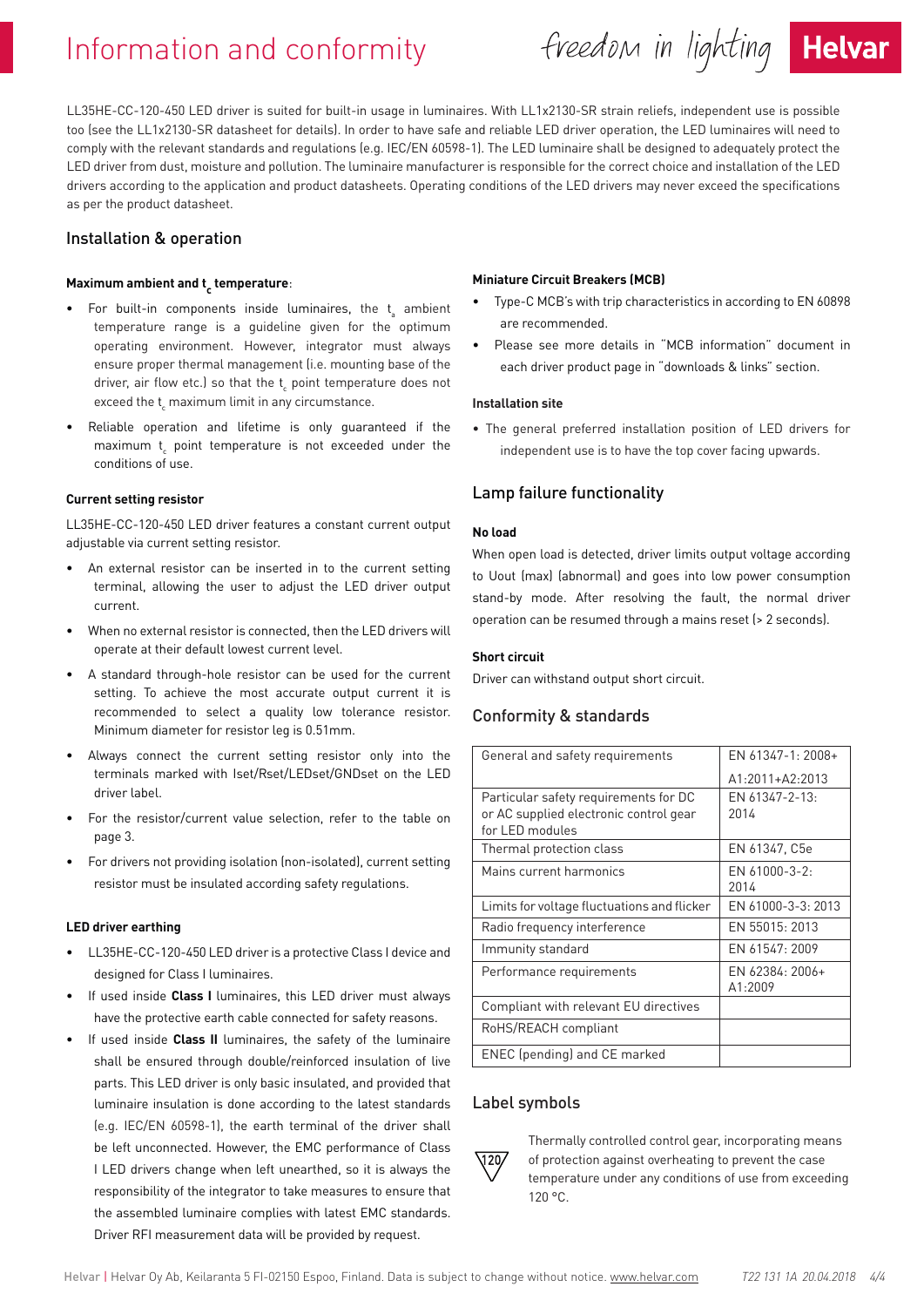# Information and conformity

LL35HE-CC-120-450 LED driver is suited for built-in usage in luminaires. With LL1x2130-SR strain reliefs, independent use is possible too (see the LL1x2130-SR datasheet for details). In order to have safe and reliable LED driver operation, the LED luminaires will need to comply with the relevant standards and regulations (e.g. IEC/EN 60598-1). The LED luminaire shall be designed to adequately protect the LED driver from dust, moisture and pollution. The luminaire manufacturer is responsible for the correct choice and installation of the LED drivers according to the application and product datasheets. Operating conditions of the LED drivers may never exceed the specifications as per the product datasheet.

## Installation & operation

**Maximum ambient and $t_c$ temperature**:

- For built-in components inside luminaires, the $t_a$ ambient temperature range is a guideline given for the optimum operating environment. However, integrator must always ensure proper thermal management (i.e. mounting base of the driver, air flow etc.) so that the $t_c$ point temperature does not exceed the $t_c$ maximum limit in any circumstance.
- Reliable operation and lifetime is only guaranteed if the maximum $t_c$ point temperature is not exceeded under the conditions of use.

**Current setting resistor**

LL35HE-CC-120-450 LED driver features a constant current output adjustable via current setting resistor.

- An external resistor can be inserted in to the current setting terminal, allowing the user to adjust the LED driver output current.
- When no external resistor is connected, then the LED drivers will operate at their default lowest current level.
- A standard through-hole resistor can be used for the current setting. To achieve the most accurate output current it is recommended to select a quality low tolerance resistor. Minimum diameter for resistor leg is 0.51mm.
- Always connect the current setting resistor only into the terminals marked with Iset/Rset/LEDset/GNDset on the LED driver label.
- For the resistor/current value selection, refer to the table on page 3.
- For drivers not providing isolation (non-isolated), current setting resistor must be insulated according safety regulations.

**LED driver earthing**

- LL35HE-CC-120-450 LED driver is a protective Class I device and designed for Class I luminaires.
- If used inside **Class I** luminaires, this LED driver must always have the protective earth cable connected for safety reasons.
- If used inside **Class II** luminaires, the safety of the luminaire shall be ensured through double/reinforced insulation of live parts. This LED driver is only basic insulated, and provided that luminaire insulation is done according to the latest standards (e.g. IEC/EN 60598-1), the earth terminal of the driver shall be left unconnected. However, the EMC performance of Class I LED drivers change when left unearthed, so it is always the responsibility of the integrator to take measures to ensure that the assembled luminaire complies with latest EMC standards. Driver RFI measurement data will be provided by request.

**Miniature Circuit Breakers (MCB)**

- Type-C MCB's with trip characteristics in according to EN 60898 are recommended.
- Please see more details in "MCB information" document in each driver product page in "downloads & links" section.

**Installation site**

- The general preferred installation position of LED drivers for independent use is to have the top cover facing upwards.

## Lamp failure functionality

**No load**

When open load is detected, driver limits output voltage according to Uout (max) (abnormal) and goes into low power consumption stand-by mode. After resolving the fault, the normal driver operation can be resumed through a mains reset (> 2 seconds).

**Short circuit**

Driver can withstand output short circuit.

## Conformity & standards

| | |
|---|---|
| General and safety requirements | EN 61347-1: 2008+ A1:2011+A2:2013 |
| Particular safety requirements for DC or AC supplied electronic control gear for LED modules | EN 61347-2-13: 2014 |
| Thermal protection class | EN 61347, C5e |
| Mains current harmonics | EN 61000-3-2: 2014 |
| Limits for voltage fluctuations and flicker | EN 61000-3-3: 2013 |
| Radio frequency interference | EN 55015: 2013 |
| Immunity standard | EN 61547: 2009 |
| Performance requirements | EN 62384: 2006+ A1:2009 |
| Compliant with relevant EU directives | |
| RoHS/REACH compliant | |
| ENEC (pending) and CE marked | |

## Label symbols

120 — Thermally controlled control gear, incorporating means of protection against overheating to prevent the case temperature under any conditions of use from exceeding 120 °C.